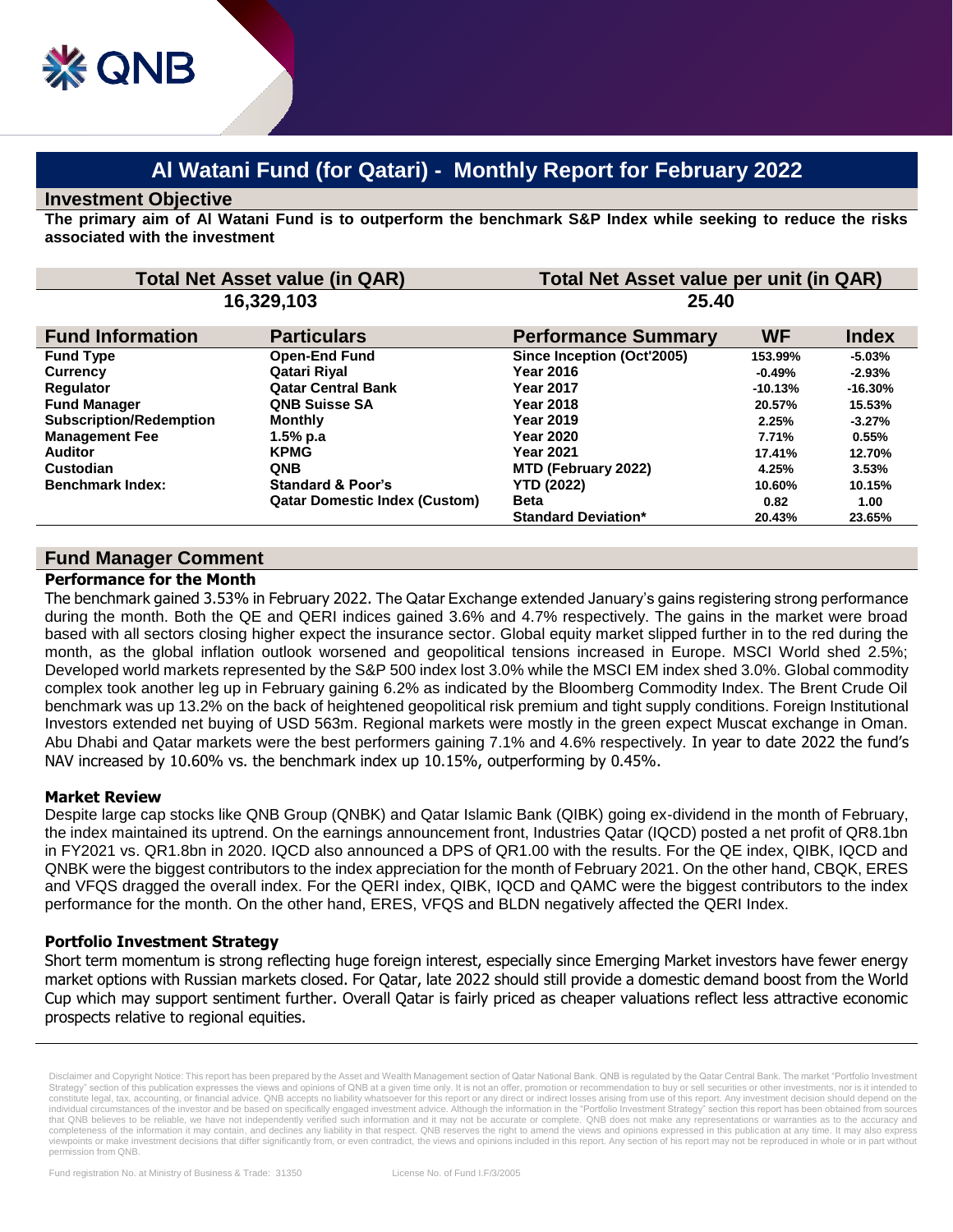# Al Watani Fund (for Qatari) - Monthly Report for February 2022

## Investment Objective

**The primary aim of Al Watani Fund is to outperform the benchmark S&P Index while seeking to reduce the risks associated with the investment**

| Total Net Asset value (in QAR) | Total Net Asset value per unit (in QAR) |
|---|---|
| 16,329,103 | 25.40 |

| Fund Information | Particulars |
|---|---|
| Fund Type | Open-End Fund |
| Currency | Qatari Riyal |
| Regulator | Qatar Central Bank |
| Fund Manager | QNB Suisse SA |
| Subscription/Redemption | Monthly |
| Management Fee | 1.5% p.a |
| Auditor | KPMG |
| Custodian | QNB |
| Benchmark Index: | Standard & Poor's |
| | Qatar Domestic Index (Custom) |

| Performance Summary | WF | Index |
|---|---|---|
| Since Inception (Oct'2005) | 153.99% | -5.03% |
| Year 2016 | -0.49% | -2.93% |
| Year 2017 | -10.13% | -16.30% |
| Year 2018 | 20.57% | 15.53% |
| Year 2019 | 2.25% | -3.27% |
| Year 2020 | 7.71% | 0.55% |
| Year 2021 | 17.41% | 12.70% |
| MTD (February 2022) | 4.25% | 3.53% |
| YTD (2022) | 10.60% | 10.15% |
| Beta | 0.82 | 1.00 |
| Standard Deviation* | 20.43% | 23.65% |

## Fund Manager Comment

### Performance for the Month

The benchmark gained 3.53% in February 2022. The Qatar Exchange extended January's gains registering strong performance during the month. Both the QE and QERI indices gained 3.6% and 4.7% respectively. The gains in the market were broad based with all sectors closing higher expect the insurance sector. Global equity market slipped further in to the red during the month, as the global inflation outlook worsened and geopolitical tensions increased in Europe. MSCI World shed 2.5%; Developed world markets represented by the S&P 500 index lost 3.0% while the MSCI EM index shed 3.0%. Global commodity complex took another leg up in February gaining 6.2% as indicated by the Bloomberg Commodity Index. The Brent Crude Oil benchmark was up 13.2% on the back of heightened geopolitical risk premium and tight supply conditions. Foreign Institutional Investors extended net buying of USD 563m. Regional markets were mostly in the green expect Muscat exchange in Oman. Abu Dhabi and Qatar markets were the best performers gaining 7.1% and 4.6% respectively. In year to date 2022 the fund's NAV increased by 10.60% vs. the benchmark index up 10.15%, outperforming by 0.45%.

### Market Review

Despite large cap stocks like QNB Group (QNBK) and Qatar Islamic Bank (QIBK) going ex-dividend in the month of February, the index maintained its uptrend. On the earnings announcement front, Industries Qatar (IQCD) posted a net profit of QR8.1bn in FY2021 vs. QR1.8bn in 2020. IQCD also announced a DPS of QR1.00 with the results. For the QE index, QIBK, IQCD and QNBK were the biggest contributors to the index appreciation for the month of February 2021. On the other hand, CBQK, ERES and VFQS dragged the overall index. For the QERI index, QIBK, IQCD and QAMC were the biggest contributors to the index performance for the month. On the other hand, ERES, VFQS and BLDN negatively affected the QERI Index.

### Portfolio Investment Strategy

Short term momentum is strong reflecting huge foreign interest, especially since Emerging Market investors have fewer energy market options with Russian markets closed. For Qatar, late 2022 should still provide a domestic demand boost from the World Cup which may support sentiment further. Overall Qatar is fairly priced as cheaper valuations reflect less attractive economic prospects relative to regional equities.

Disclaimer and Copyright Notice: This report has been prepared by the Asset and Wealth Management section of Qatar National Bank. QNB is regulated by the Qatar Central Bank. The market "Portfolio Investment Strategy" section of this publication expresses the views and opinions of QNB at a given time only. It is not an offer, promotion or recommendation to buy or sell securities or other investments, nor is it intended to constitute legal, tax, accounting, or financial advice. QNB accepts no liability whatsoever for this report or any direct or indirect losses arising from use of this report. Any investment decision should depend on the individual circumstances of the investor and be based on specifically engaged investment advice. Although the information in the "Portfolio Investment Strategy" section this report has been obtained from sources that QNB believes to be reliable, we have not independently verified such information and it may not be accurate or complete. QNB does not make any representations or warranties as to the accuracy and completeness of the information it may contain, and declines any liability in that respect. QNB reserves the right to amend the views and opinions expressed in this publication at any time. It may also express viewpoints or make investment decisions that differ significantly from, or even contradict, the views and opinions included in this report. Any section of his report may not be reproduced in whole or in part without permission from QNB.

Fund registration No. at Ministry of Business & Trade: 31350 License No. of Fund I.F/3/2005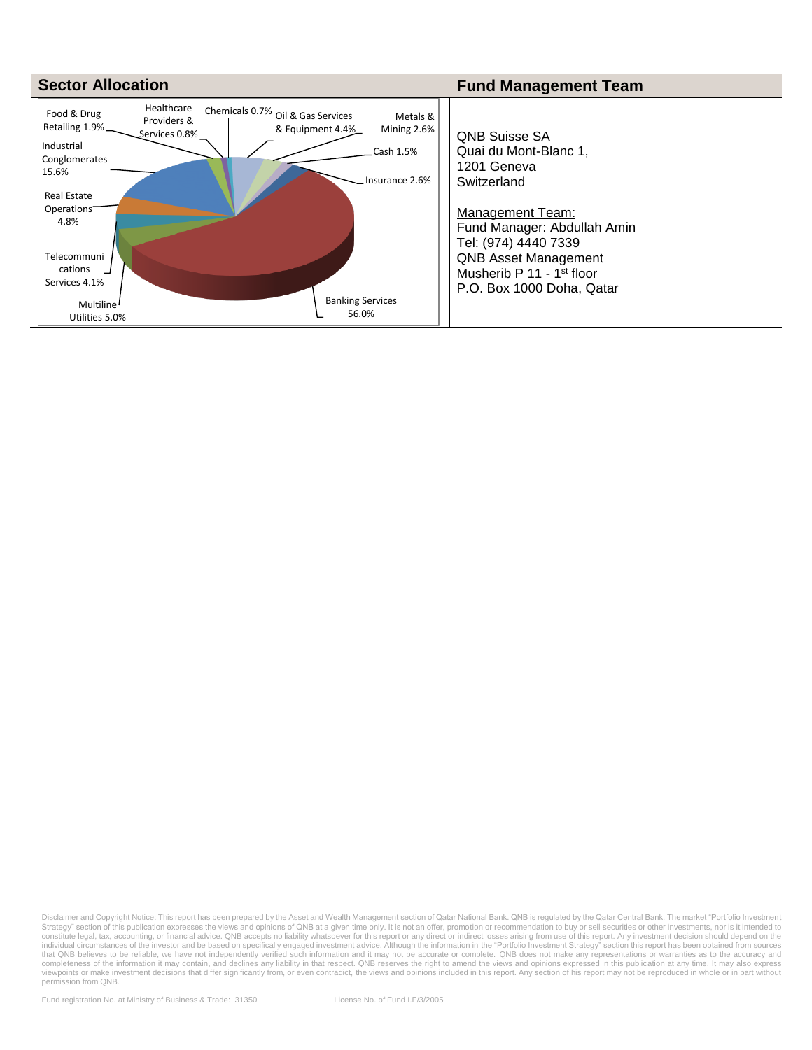## Sector Allocation

Food & Drug Retailing 1.9%
Healthcare Providers & Services 0.8%
Chemicals 0.7%
Oil & Gas Services & Equipment 4.4%
Metals & Mining 2.6%
Industrial Conglomerates 15.6%
Cash 1.5%
Insurance 2.6%
Real Estate Operations 4.8%
Telecommunications Services 4.1%
Multiline Utilities 5.0%
Banking Services 56.0%

## Fund Management Team

QNB Suisse SA
Quai du Mont-Blanc 1,
1201 Geneva
Switzerland

Management Team:
Fund Manager: Abdullah Amin
Tel: (974) 4440 7339
QNB Asset Management
Musherib P 11 - 1st floor
P.O. Box 1000 Doha, Qatar

Disclaimer and Copyright Notice: This report has been prepared by the Asset and Wealth Management section of Qatar National Bank. QNB is regulated by the Qatar Central Bank. The market "Portfolio Investment Strategy" section of this publication expresses the views and opinions of QNB at a given time only. It is not an offer, promotion or recommendation to buy or sell securities or other investments, nor is it intended to constitute legal, tax, accounting, or financial advice. QNB accepts no liability whatsoever for this report or any direct or indirect losses arising from use of this report. Any investment decision should depend on the individual circumstances of the investor and be based on specifically engaged investment advice. Although the information in the "Portfolio Investment Strategy" section this report has been obtained from sources that QNB believes to be reliable, we have not independently verified such information and it may not be accurate or complete. QNB does not make any representations or warranties as to the accuracy and completeness of the information it may contain, and declines any liability in that respect. QNB reserves the right to amend the views and opinions expressed in this publication at any time. It may also express viewpoints or make investment decisions that differ significantly from, or even contradict, the views and opinions included in this report. Any section of his report may not be reproduced in whole or in part without permission from QNB.

Fund registration No. at Ministry of Business & Trade: 31350 License No. of Fund I.F/3/2005